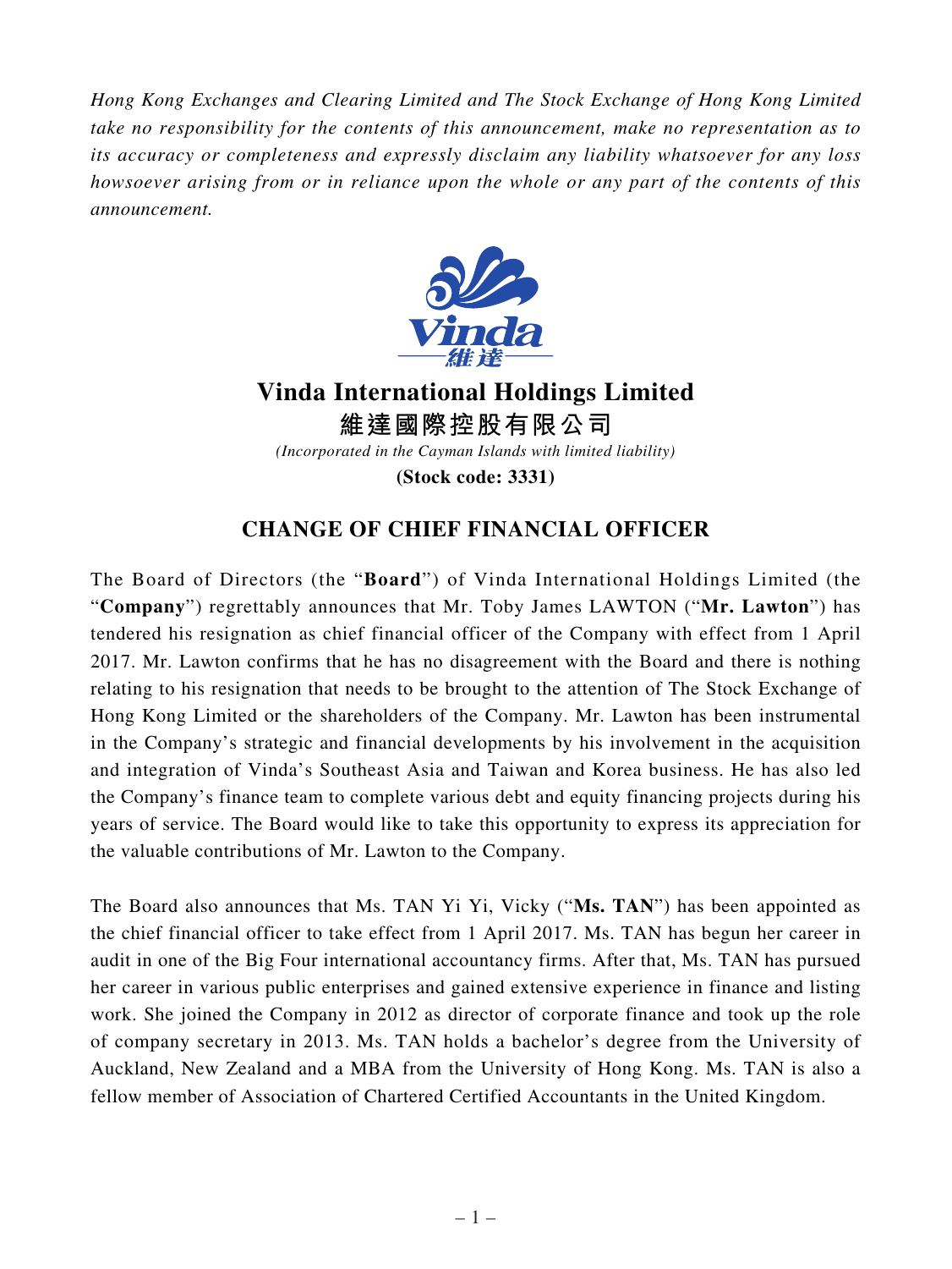*Hong Kong Exchanges and Clearing Limited and The Stock Exchange of Hong Kong Limited take no responsibility for the contents of this announcement, make no representation as to its accuracy or completeness and expressly disclaim any liability whatsoever for any loss howsoever arising from or in reliance upon the whole or any part of the contents of this announcement.*

# Vinda International Holdings Limited
# 維達國際控股有限公司

*(Incorporated in the Cayman Islands with limited liability)*

**(Stock code: 3331)**

## CHANGE OF CHIEF FINANCIAL OFFICER

The Board of Directors (the "**Board**") of Vinda International Holdings Limited (the "**Company**") regrettably announces that Mr. Toby James LAWTON ("**Mr. Lawton**") has tendered his resignation as chief financial officer of the Company with effect from 1 April 2017. Mr. Lawton confirms that he has no disagreement with the Board and there is nothing relating to his resignation that needs to be brought to the attention of The Stock Exchange of Hong Kong Limited or the shareholders of the Company. Mr. Lawton has been instrumental in the Company's strategic and financial developments by his involvement in the acquisition and integration of Vinda's Southeast Asia and Taiwan and Korea business. He has also led the Company's finance team to complete various debt and equity financing projects during his years of service. The Board would like to take this opportunity to express its appreciation for the valuable contributions of Mr. Lawton to the Company.

The Board also announces that Ms. TAN Yi Yi, Vicky ("**Ms. TAN**") has been appointed as the chief financial officer to take effect from 1 April 2017. Ms. TAN has begun her career in audit in one of the Big Four international accountancy firms. After that, Ms. TAN has pursued her career in various public enterprises and gained extensive experience in finance and listing work. She joined the Company in 2012 as director of corporate finance and took up the role of company secretary in 2013. Ms. TAN holds a bachelor's degree from the University of Auckland, New Zealand and a MBA from the University of Hong Kong. Ms. TAN is also a fellow member of Association of Chartered Certified Accountants in the United Kingdom.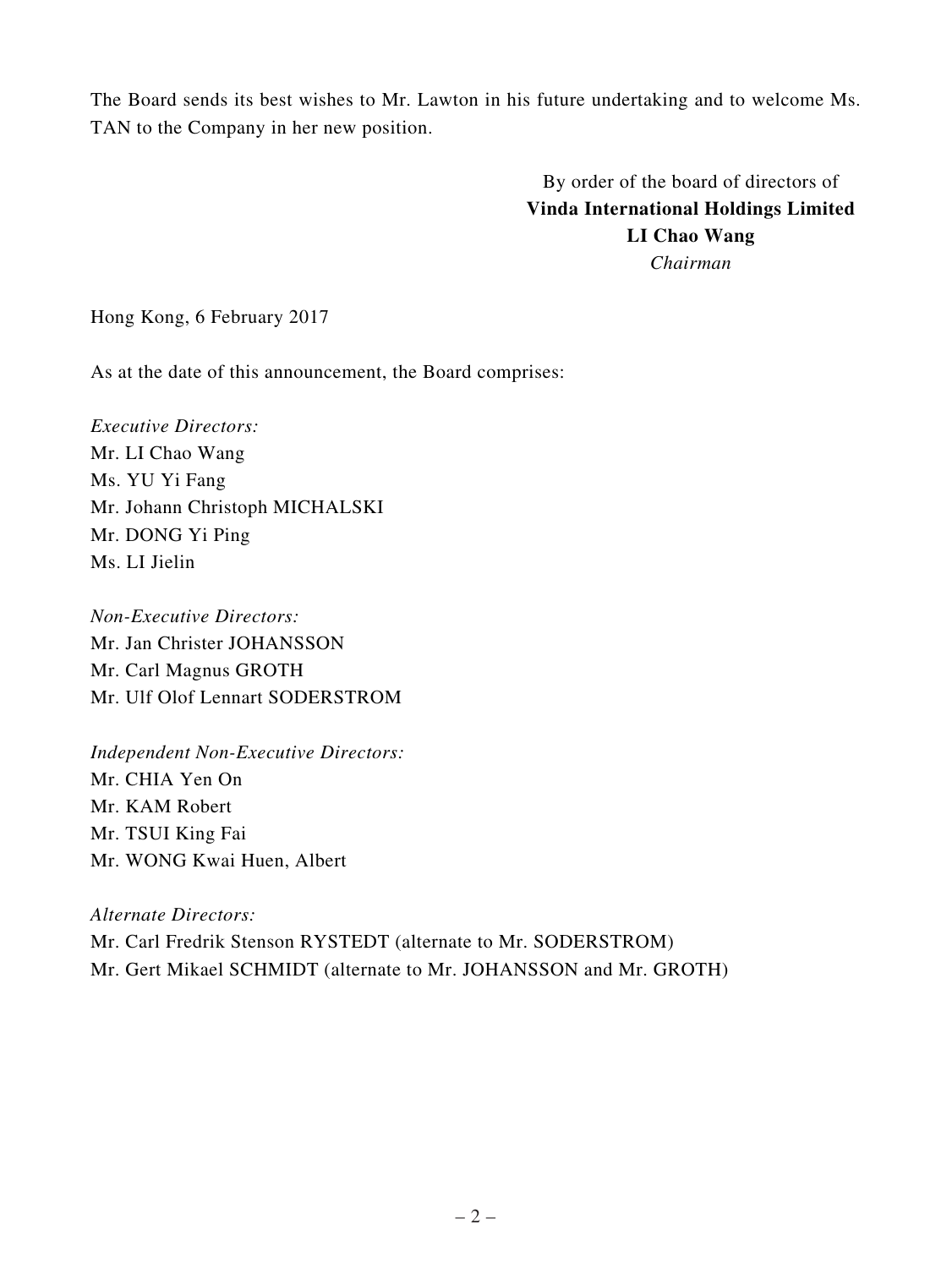The Board sends its best wishes to Mr. Lawton in his future undertaking and to welcome Ms. TAN to the Company in her new position.

By order of the board of directors of
**Vinda International Holdings Limited**
**LI Chao Wang**
*Chairman*

Hong Kong, 6 February 2017

As at the date of this announcement, the Board comprises:

*Executive Directors:*
Mr. LI Chao Wang
Ms. YU Yi Fang
Mr. Johann Christoph MICHALSKI
Mr. DONG Yi Ping
Ms. LI Jielin

*Non-Executive Directors:*
Mr. Jan Christer JOHANSSON
Mr. Carl Magnus GROTH
Mr. Ulf Olof Lennart SODERSTROM

*Independent Non-Executive Directors:*
Mr. CHIA Yen On
Mr. KAM Robert
Mr. TSUI King Fai
Mr. WONG Kwai Huen, Albert

*Alternate Directors:*
Mr. Carl Fredrik Stenson RYSTEDT (alternate to Mr. SODERSTROM)
Mr. Gert Mikael SCHMIDT (alternate to Mr. JOHANSSON and Mr. GROTH)